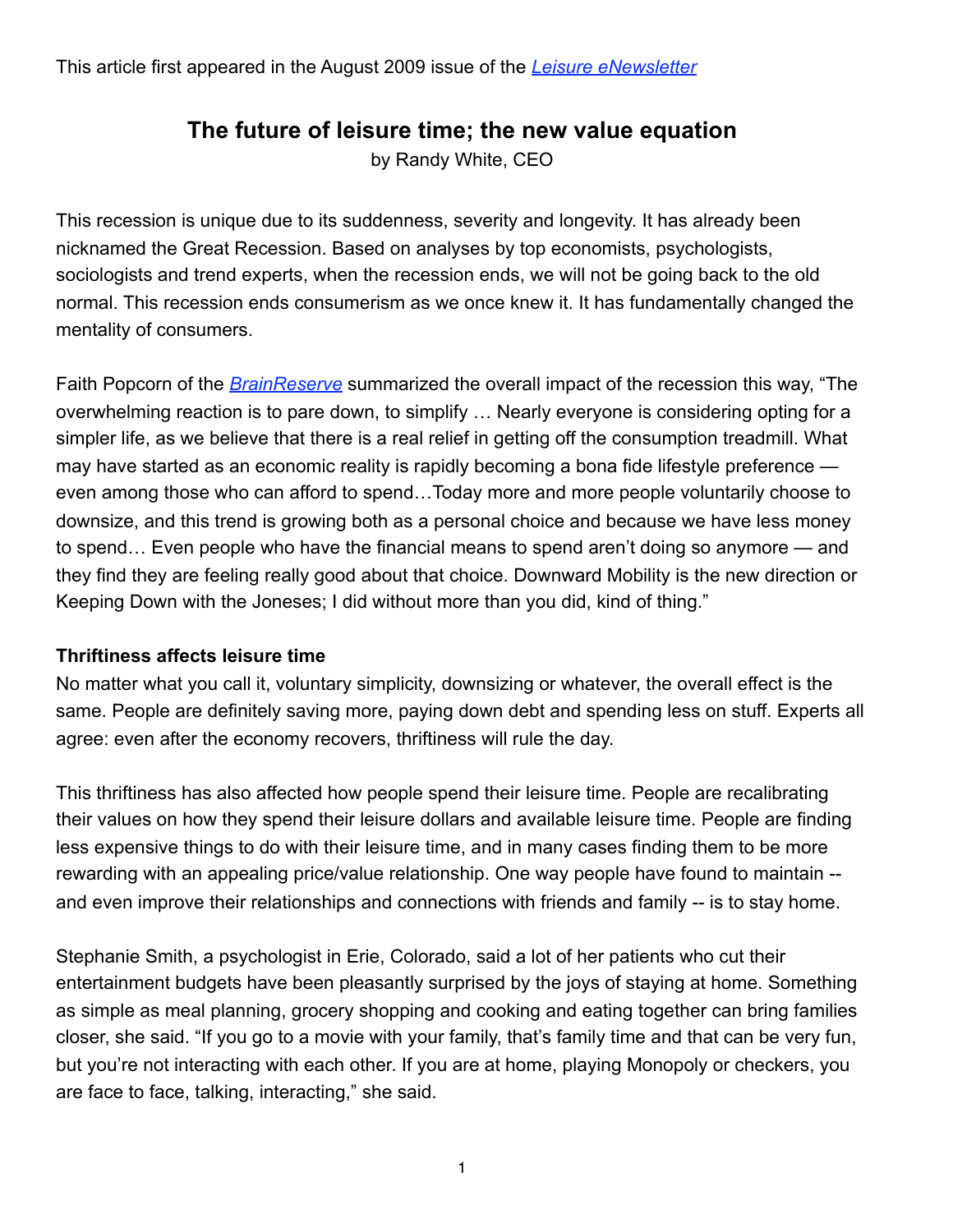This article first appeared in the August 2009 issue of the *[Leisure eNewsletter]*

# The future of leisure time; the new value equation

by Randy White, CEO

This recession is unique due to its suddenness, severity and longevity. It has already been nicknamed the Great Recession. Based on analyses by top economists, psychologists, sociologists and trend experts, when the recession ends, we will not be going back to the old normal. This recession ends consumerism as we once knew it. It has fundamentally changed the mentality of consumers.

Faith Popcorn of the *BrainReserve* summarized the overall impact of the recession this way, "The overwhelming reaction is to pare down, to simplify … Nearly everyone is considering opting for a simpler life, as we believe that there is a real relief in getting off the consumption treadmill. What may have started as an economic reality is rapidly becoming a bona fide lifestyle preference — even among those who can afford to spend…Today more and more people voluntarily choose to downsize, and this trend is growing both as a personal choice and because we have less money to spend… Even people who have the financial means to spend aren't doing so anymore — and they find they are feeling really good about that choice. Downward Mobility is the new direction or Keeping Down with the Joneses; I did without more than you did, kind of thing."

### Thriftiness affects leisure time

No matter what you call it, voluntary simplicity, downsizing or whatever, the overall effect is the same. People are definitely saving more, paying down debt and spending less on stuff. Experts all agree: even after the economy recovers, thriftiness will rule the day.

This thriftiness has also affected how people spend their leisure time. People are recalibrating their values on how they spend their leisure dollars and available leisure time. People are finding less expensive things to do with their leisure time, and in many cases finding them to be more rewarding with an appealing price/value relationship. One way people have found to maintain -- and even improve their relationships and connections with friends and family -- is to stay home.

Stephanie Smith, a psychologist in Erie, Colorado, said a lot of her patients who cut their entertainment budgets have been pleasantly surprised by the joys of staying at home. Something as simple as meal planning, grocery shopping and cooking and eating together can bring families closer, she said. "If you go to a movie with your family, that's family time and that can be very fun, but you're not interacting with each other. If you are at home, playing Monopoly or checkers, you are face to face, talking, interacting," she said.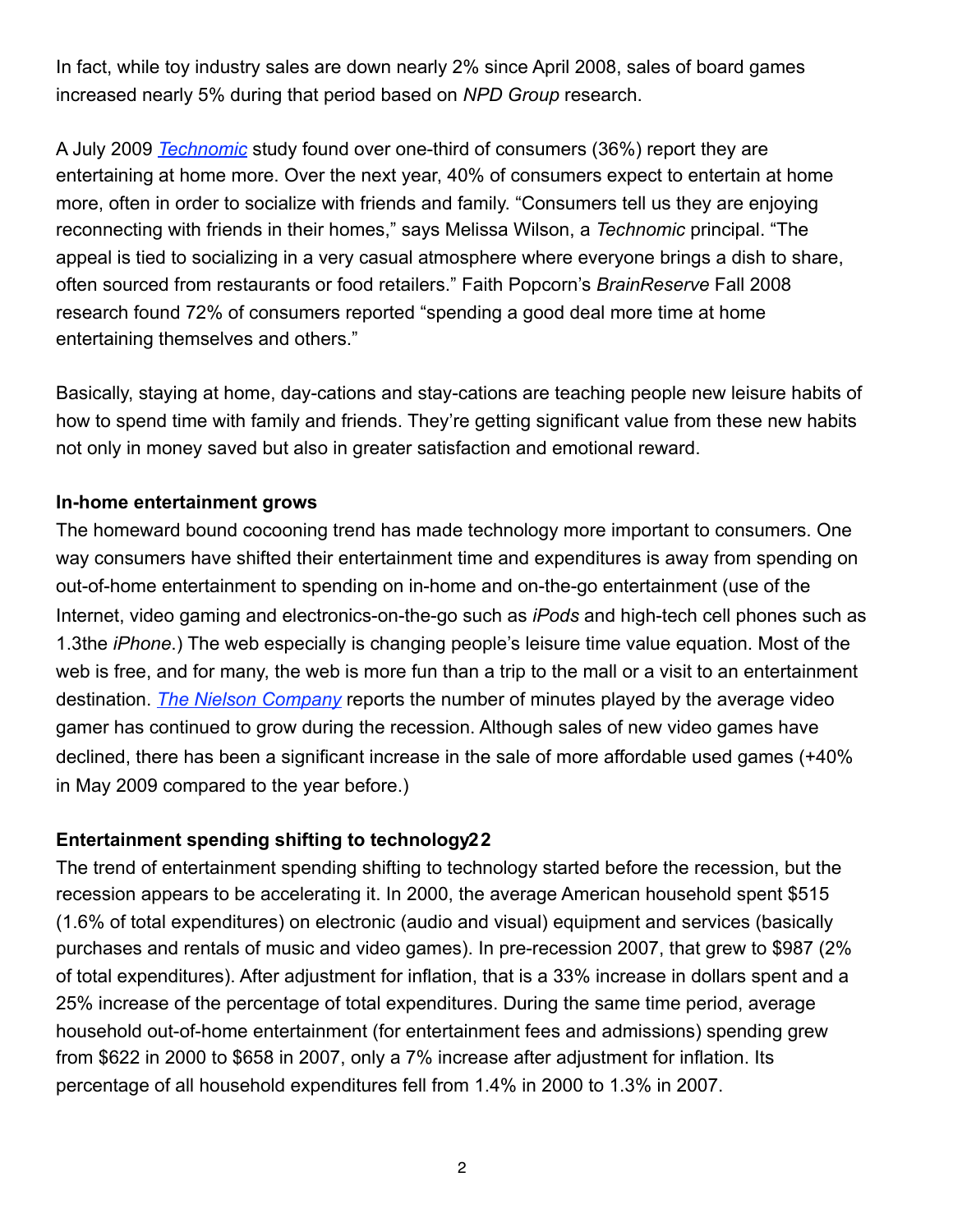In fact, while toy industry sales are down nearly 2% since April 2008, sales of board games increased nearly 5% during that period based on *NPD Group* research.

A July 2009 *Technomic* study found over one-third of consumers (36%) report they are entertaining at home more. Over the next year, 40% of consumers expect to entertain at home more, often in order to socialize with friends and family. "Consumers tell us they are enjoying reconnecting with friends in their homes," says Melissa Wilson, a *Technomic* principal. "The appeal is tied to socializing in a very casual atmosphere where everyone brings a dish to share, often sourced from restaurants or food retailers." Faith Popcorn's *BrainReserve* Fall 2008 research found 72% of consumers reported "spending a good deal more time at home entertaining themselves and others."

Basically, staying at home, day-cations and stay-cations are teaching people new leisure habits of how to spend time with family and friends. They're getting significant value from these new habits not only in money saved but also in greater satisfaction and emotional reward.

**In-home entertainment grows**

The homeward bound cocooning trend has made technology more important to consumers. One way consumers have shifted their entertainment time and expenditures is away from spending on out-of-home entertainment to spending on in-home and on-the-go entertainment (use of the Internet, video gaming and electronics-on-the-go such as *iPods* and high-tech cell phones such as 1.3the *iPhone*.) The web especially is changing people's leisure time value equation. Most of the web is free, and for many, the web is more fun than a trip to the mall or a visit to an entertainment destination. *The Nielson Company* reports the number of minutes played by the average video gamer has continued to grow during the recession. Although sales of new video games have declined, there has been a significant increase in the sale of more affordable used games (+40% in May 2009 compared to the year before.)

**Entertainment spending shifting to technology22**

The trend of entertainment spending shifting to technology started before the recession, but the recession appears to be accelerating it. In 2000, the average American household spent $515 (1.6% of total expenditures) on electronic (audio and visual) equipment and services (basically purchases and rentals of music and video games). In pre-recession 2007, that grew to $987 (2% of total expenditures). After adjustment for inflation, that is a 33% increase in dollars spent and a 25% increase of the percentage of total expenditures. During the same time period, average household out-of-home entertainment (for entertainment fees and admissions) spending grew from $622 in 2000 to $658 in 2007, only a 7% increase after adjustment for inflation. Its percentage of all household expenditures fell from 1.4% in 2000 to 1.3% in 2007.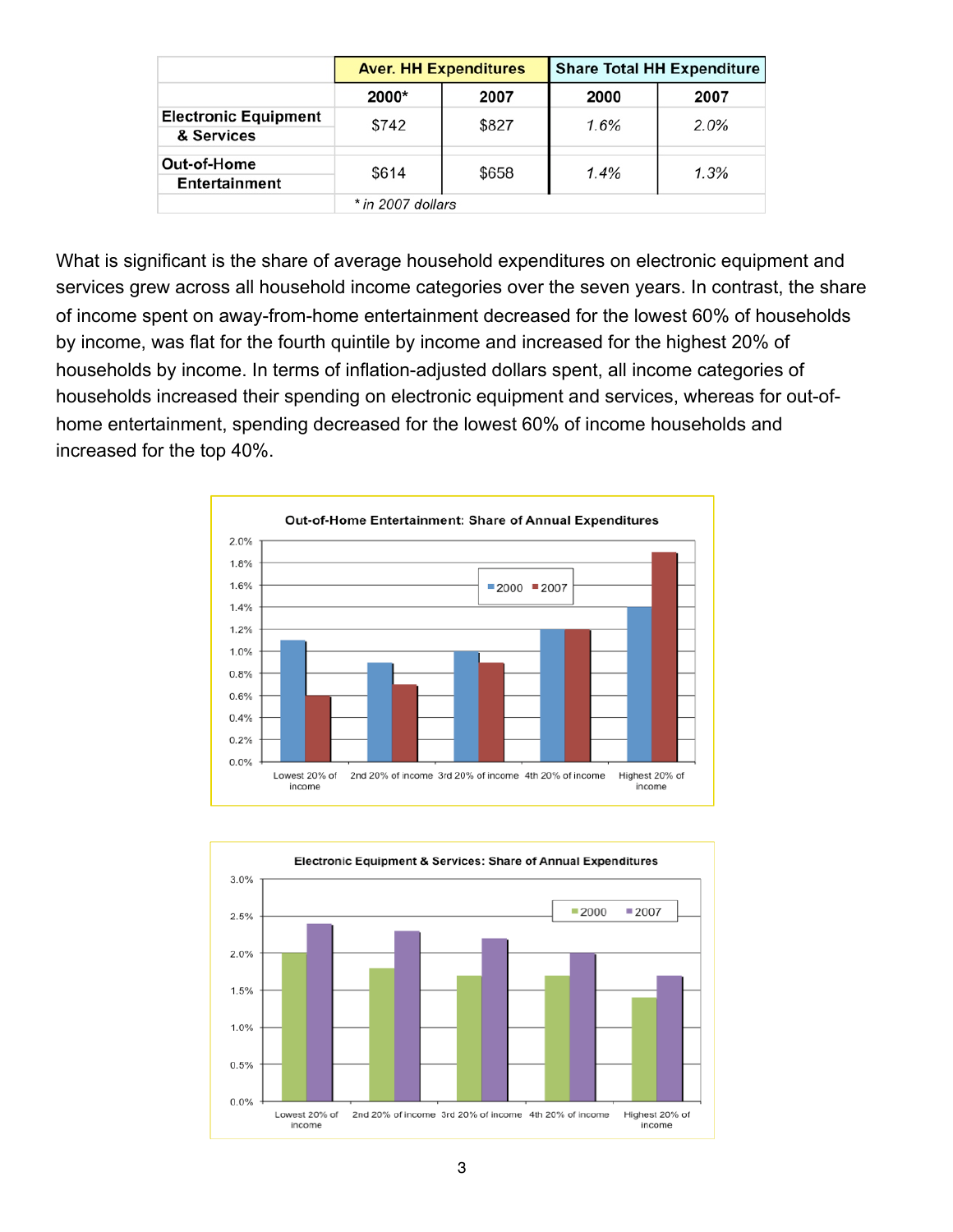| | Aver. HH Expenditures | | Share Total HH Expenditure | |
|---|---|---|---|---|
| | 2000* | 2007 | 2000 | 2007 |
| Electronic Equipment & Services | $742 | $827 | *1.6%* | *2.0%* |
| Out-of-Home Entertainment | $614 | $658 | *1.4%* | *1.3%* |
| | *\* in 2007 dollars* | | | |

What is significant is the share of average household expenditures on electronic equipment and services grew across all household income categories over the seven years. In contrast, the share of income spent on away-from-home entertainment decreased for the lowest 60% of households by income, was flat for the fourth quintile by income and increased for the highest 20% of households by income. In terms of inflation-adjusted dollars spent, all income categories of households increased their spending on electronic equipment and services, whereas for out-of-home entertainment, spending decreased for the lowest 60% of income households and increased for the top 40%.

**Out-of-Home Entertainment: Share of Annual Expenditures**

| | 2000 | 2007 |
|---|---|---|
| Lowest 20% of income | 1.1% | 0.6% |
| 2nd 20% of income | 0.9% | 0.7% |
| 3rd 20% of income | 1.0% | 0.9% |
| 4th 20% of income | 1.2% | 1.2% |
| Highest 20% of income | 1.4% | 1.9% |

**Electronic Equipment & Services: Share of Annual Expenditures**

| | 2000 | 2007 |
|---|---|---|
| Lowest 20% of income | 2.0% | 2.4% |
| 2nd 20% of income | 1.8% | 2.3% |
| 3rd 20% of income | 1.7% | 2.2% |
| 4th 20% of income | 1.7% | 2.0% |
| Highest 20% of income | 1.4% | 1.7% |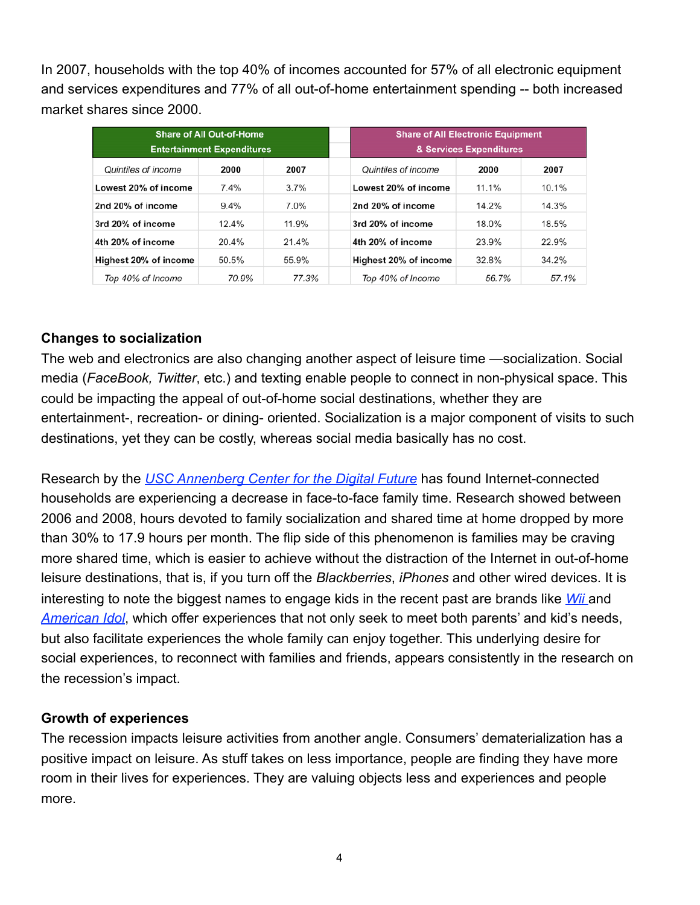In 2007, households with the top 40% of incomes accounted for 57% of all electronic equipment and services expenditures and 77% of all out-of-home entertainment spending -- both increased market shares since 2000.

| Share of All Out-of-Home Entertainment Expenditures | | | | Share of All Electronic Equipment & Services Expenditures | | |
|---|---|---|---|---|---|---|
| *Quintiles of income* | **2000** | **2007** | | *Quintiles of income* | **2000** | **2007** |
| **Lowest 20% of income** | 7.4% | 3.7% | | **Lowest 20% of income** | 11.1% | 10.1% |
| **2nd 20% of income** | 9.4% | 7.0% | | **2nd 20% of income** | 14.2% | 14.3% |
| **3rd 20% of income** | 12.4% | 11.9% | | **3rd 20% of income** | 18.0% | 18.5% |
| **4th 20% of income** | 20.4% | 21.4% | | **4th 20% of income** | 23.9% | 22.9% |
| **Highest 20% of income** | 50.5% | 55.9% | | **Highest 20% of income** | 32.8% | 34.2% |
| *Top 40% of Income* | *70.9%* | *77.3%* | | *Top 40% of Income* | *56.7%* | *57.1%* |

### Changes to socialization

The web and electronics are also changing another aspect of leisure time —socialization. Social media (*FaceBook, Twitter*, etc.) and texting enable people to connect in non-physical space. This could be impacting the appeal of out-of-home social destinations, whether they are entertainment-, recreation- or dining- oriented. Socialization is a major component of visits to such destinations, yet they can be costly, whereas social media basically has no cost.

Research by the [USC Annenberg Center for the Digital Future]() has found Internet-connected households are experiencing a decrease in face-to-face family time. Research showed between 2006 and 2008, hours devoted to family socialization and shared time at home dropped by more than 30% to 17.9 hours per month. The flip side of this phenomenon is families may be craving more shared time, which is easier to achieve without the distraction of the Internet in out-of-home leisure destinations, that is, if you turn off the *Blackberries*, *iPhones* and other wired devices. It is interesting to note the biggest names to engage kids in the recent past are brands like [*Wii*]() and [*American Idol*](), which offer experiences that not only seek to meet both parents' and kid's needs, but also facilitate experiences the whole family can enjoy together. This underlying desire for social experiences, to reconnect with families and friends, appears consistently in the research on the recession's impact.

### Growth of experiences

The recession impacts leisure activities from another angle. Consumers' dematerialization has a positive impact on leisure. As stuff takes on less importance, people are finding they have more room in their lives for experiences. They are valuing objects less and experiences and people more.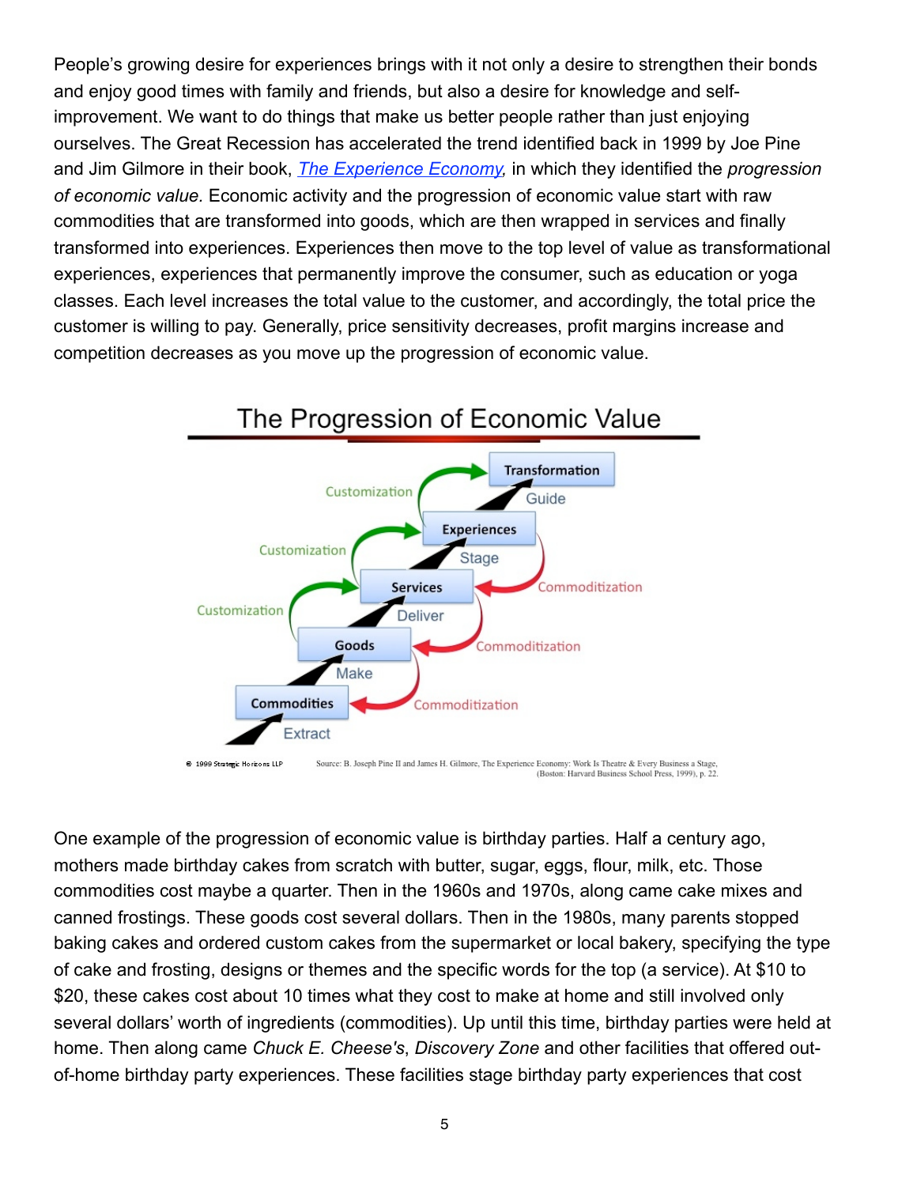People's growing desire for experiences brings with it not only a desire to strengthen their bonds and enjoy good times with family and friends, but also a desire for knowledge and self-improvement. We want to do things that make us better people rather than just enjoying ourselves. The Great Recession has accelerated the trend identified back in 1999 by Joe Pine and Jim Gilmore in their book, *The Experience Economy*, in which they identified the *progression of economic value.* Economic activity and the progression of economic value start with raw commodities that are transformed into goods, which are then wrapped in services and finally transformed into experiences. Experiences then move to the top level of value as transformational experiences, experiences that permanently improve the consumer, such as education or yoga classes. Each level increases the total value to the customer, and accordingly, the total price the customer is willing to pay. Generally, price sensitivity decreases, profit margins increase and competition decreases as you move up the progression of economic value.

**The Progression of Economic Value**

Transformation — Guide
Experiences — Stage
Services — Deliver
Goods — Make
Commodities — Extract

Customization (upward) / Commoditization (downward)

© 1999 Strategic Horizons LLP

Source: B. Joseph Pine II and James H. Gilmore, The Experience Economy: Work Is Theatre & Every Business a Stage, (Boston: Harvard Business School Press, 1999), p. 22.

One example of the progression of economic value is birthday parties. Half a century ago, mothers made birthday cakes from scratch with butter, sugar, eggs, flour, milk, etc. Those commodities cost maybe a quarter. Then in the 1960s and 1970s, along came cake mixes and canned frostings. These goods cost several dollars. Then in the 1980s, many parents stopped baking cakes and ordered custom cakes from the supermarket or local bakery, specifying the type of cake and frosting, designs or themes and the specific words for the top (a service). At $10 to $20, these cakes cost about 10 times what they cost to make at home and still involved only several dollars' worth of ingredients (commodities). Up until this time, birthday parties were held at home. Then along came *Chuck E. Cheese's*, *Discovery Zone* and other facilities that offered out-of-home birthday party experiences. These facilities stage birthday party experiences that cost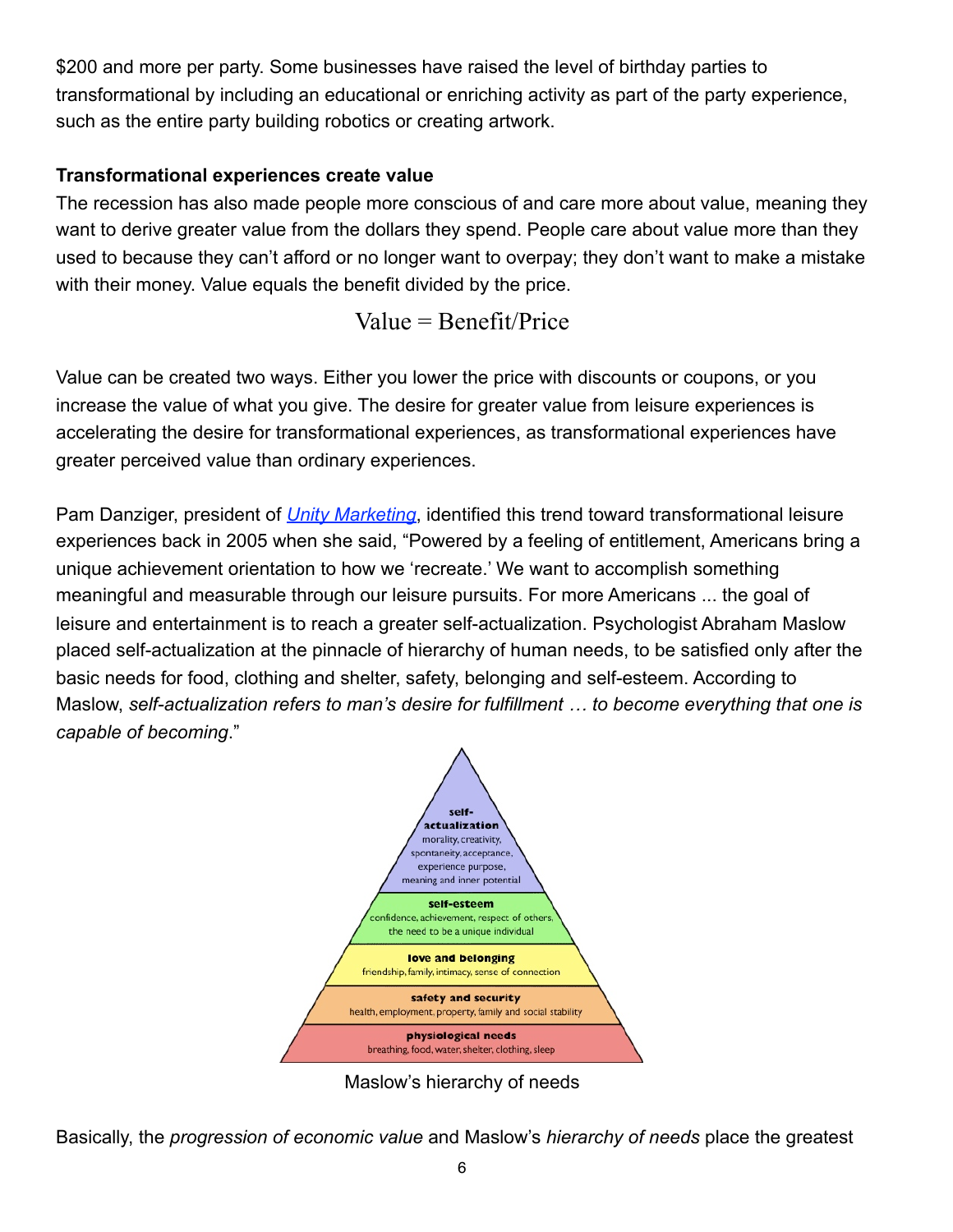$200 and more per party. Some businesses have raised the level of birthday parties to transformational by including an educational or enriching activity as part of the party experience, such as the entire party building robotics or creating artwork.

**Transformational experiences create value**

The recession has also made people more conscious of and care more about value, meaning they want to derive greater value from the dollars they spend. People care about value more than they used to because they can't afford or no longer want to overpay; they don't want to make a mistake with their money. Value equals the benefit divided by the price.

$$\text{Value} = \text{Benefit}/\text{Price}$$

Value can be created two ways. Either you lower the price with discounts or coupons, or you increase the value of what you give. The desire for greater value from leisure experiences is accelerating the desire for transformational experiences, as transformational experiences have greater perceived value than ordinary experiences.

Pam Danziger, president of [Unity Marketing](), identified this trend toward transformational leisure experiences back in 2005 when she said, "Powered by a feeling of entitlement, Americans bring a unique achievement orientation to how we 'recreate.' We want to accomplish something meaningful and measurable through our leisure pursuits. For more Americans ... the goal of leisure and entertainment is to reach a greater self-actualization. Psychologist Abraham Maslow placed self-actualization at the pinnacle of hierarchy of human needs, to be satisfied only after the basic needs for food, clothing and shelter, safety, belonging and self-esteem. According to Maslow, *self-actualization refers to man's desire for fulfillment … to become everything that one is capable of becoming*."

self-actualization: morality, creativity, spontaneity, acceptance, experience purpose, meaning and inner potential

self-esteem: confidence, achievement, respect of others, the need to be a unique individual

love and belonging: friendship, family, intimacy, sense of connection

safety and security: health, employment, property, family and social stability

physiological needs: breathing, food, water, shelter, clothing, sleep

Maslow's hierarchy of needs

Basically, the *progression of economic value* and Maslow's *hierarchy of needs* place the greatest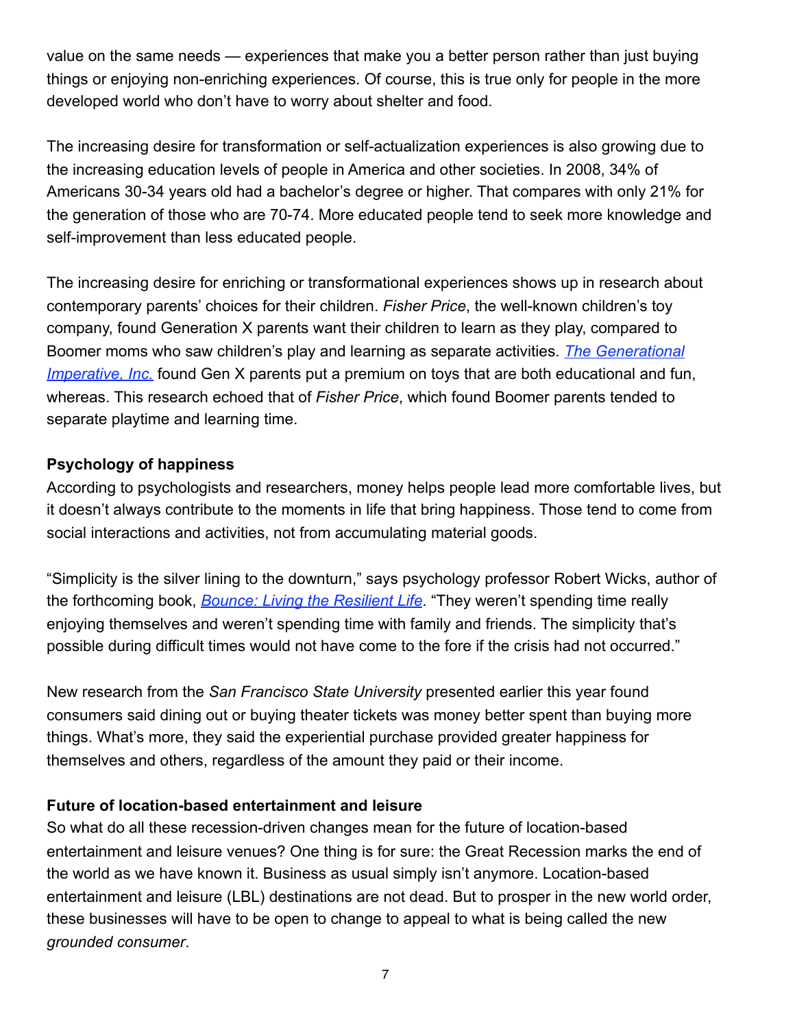value on the same needs — experiences that make you a better person rather than just buying things or enjoying non-enriching experiences. Of course, this is true only for people in the more developed world who don't have to worry about shelter and food.

The increasing desire for transformation or self-actualization experiences is also growing due to the increasing education levels of people in America and other societies. In 2008, 34% of Americans 30-34 years old had a bachelor's degree or higher. That compares with only 21% for the generation of those who are 70-74. More educated people tend to seek more knowledge and self-improvement than less educated people.

The increasing desire for enriching or transformational experiences shows up in research about contemporary parents' choices for their children. *Fisher Price*, the well-known children's toy company, found Generation X parents want their children to learn as they play, compared to Boomer moms who saw children's play and learning as separate activities. *The Generational Imperative, Inc.* found Gen X parents put a premium on toys that are both educational and fun, whereas. This research echoed that of *Fisher Price*, which found Boomer parents tended to separate playtime and learning time.

**Psychology of happiness**

According to psychologists and researchers, money helps people lead more comfortable lives, but it doesn't always contribute to the moments in life that bring happiness. Those tend to come from social interactions and activities, not from accumulating material goods.

"Simplicity is the silver lining to the downturn," says psychology professor Robert Wicks, author of the forthcoming book, *Bounce: Living the Resilient Life*. "They weren't spending time really enjoying themselves and weren't spending time with family and friends. The simplicity that's possible during difficult times would not have come to the fore if the crisis had not occurred."

New research from the *San Francisco State University* presented earlier this year found consumers said dining out or buying theater tickets was money better spent than buying more things. What's more, they said the experiential purchase provided greater happiness for themselves and others, regardless of the amount they paid or their income.

**Future of location-based entertainment and leisure**

So what do all these recession-driven changes mean for the future of location-based entertainment and leisure venues? One thing is for sure: the Great Recession marks the end of the world as we have known it. Business as usual simply isn't anymore. Location-based entertainment and leisure (LBL) destinations are not dead. But to prosper in the new world order, these businesses will have to be open to change to appeal to what is being called the new *grounded consumer*.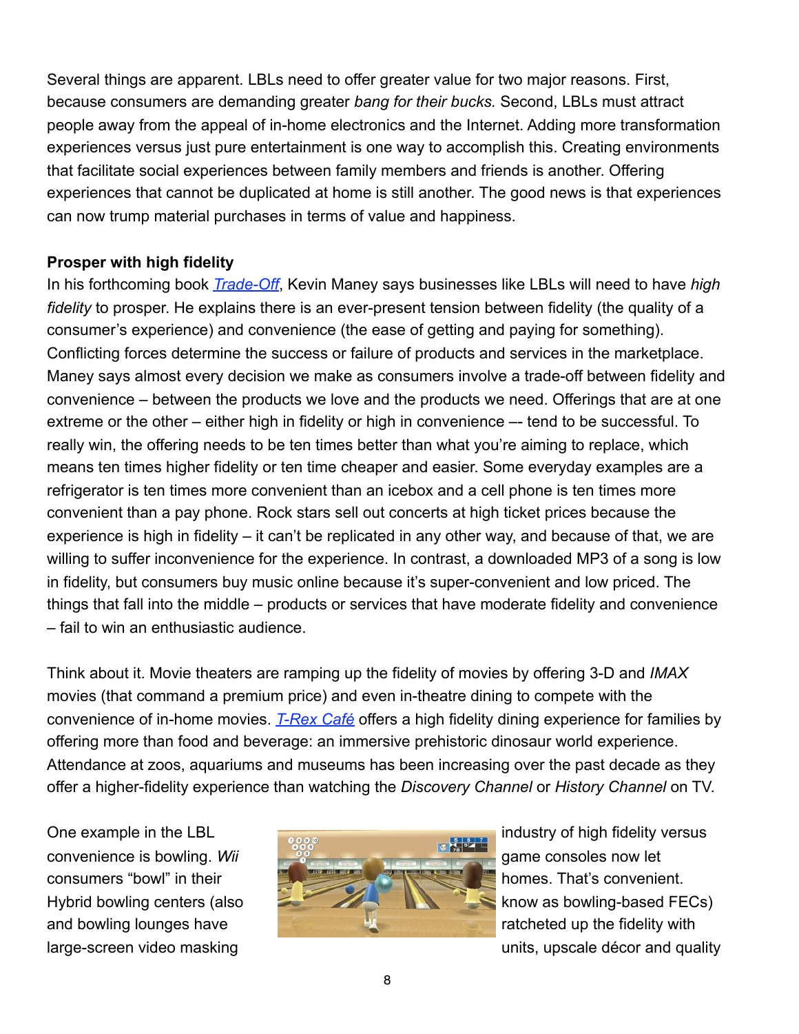Several things are apparent. LBLs need to offer greater value for two major reasons. First, because consumers are demanding greater *bang for their bucks.* Second, LBLs must attract people away from the appeal of in-home electronics and the Internet. Adding more transformation experiences versus just pure entertainment is one way to accomplish this. Creating environments that facilitate social experiences between family members and friends is another. Offering experiences that cannot be duplicated at home is still another. The good news is that experiences can now trump material purchases in terms of value and happiness.

**Prosper with high fidelity**

In his forthcoming book *Trade-Off*, Kevin Maney says businesses like LBLs will need to have *high fidelity* to prosper. He explains there is an ever-present tension between fidelity (the quality of a consumer's experience) and convenience (the ease of getting and paying for something). Conflicting forces determine the success or failure of products and services in the marketplace. Maney says almost every decision we make as consumers involve a trade-off between fidelity and convenience – between the products we love and the products we need. Offerings that are at one extreme or the other – either high in fidelity or high in convenience –- tend to be successful. To really win, the offering needs to be ten times better than what you're aiming to replace, which means ten times higher fidelity or ten time cheaper and easier. Some everyday examples are a refrigerator is ten times more convenient than an icebox and a cell phone is ten times more convenient than a pay phone. Rock stars sell out concerts at high ticket prices because the experience is high in fidelity – it can't be replicated in any other way, and because of that, we are willing to suffer inconvenience for the experience. In contrast, a downloaded MP3 of a song is low in fidelity, but consumers buy music online because it's super-convenient and low priced. The things that fall into the middle – products or services that have moderate fidelity and convenience – fail to win an enthusiastic audience.

Think about it. Movie theaters are ramping up the fidelity of movies by offering 3-D and *IMAX* movies (that command a premium price) and even in-theatre dining to compete with the convenience of in-home movies. *T-Rex Café* offers a high fidelity dining experience for families by offering more than food and beverage: an immersive prehistoric dinosaur world experience. Attendance at zoos, aquariums and museums has been increasing over the past decade as they offer a higher-fidelity experience than watching the *Discovery Channel* or *History Channel* on TV.

One example in the LBL industry of high fidelity versus convenience is bowling. *Wii* game consoles now let consumers "bowl" in their homes. That's convenient. Hybrid bowling centers (also know as bowling-based FECs) and bowling lounges have ratcheted up the fidelity with large-screen video masking units, upscale décor and quality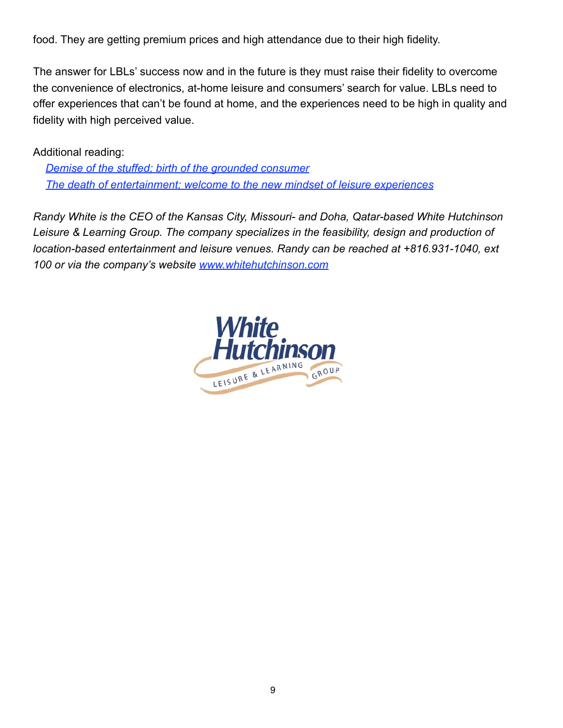food. They are getting premium prices and high attendance due to their high fidelity.

The answer for LBLs' success now and in the future is they must raise their fidelity to overcome the convenience of electronics, at-home leisure and consumers' search for value. LBLs need to offer experiences that can't be found at home, and the experiences need to be high in quality and fidelity with high perceived value.

Additional reading:

[*Demise of the stuffed; birth of the grounded consumer*](#)
[*The death of entertainment; welcome to the new mindset of leisure experiences*](#)

*Randy White is the CEO of the Kansas City, Missouri- and Doha, Qatar-based White Hutchinson Leisure & Learning Group. The company specializes in the feasibility, design and production of location-based entertainment and leisure venues. Randy can be reached at +816.931-1040, ext 100 or via the company's website [www.whitehutchinson.com](http://www.whitehutchinson.com)*

White Hutchinson
LEISURE & LEARNING GROUP